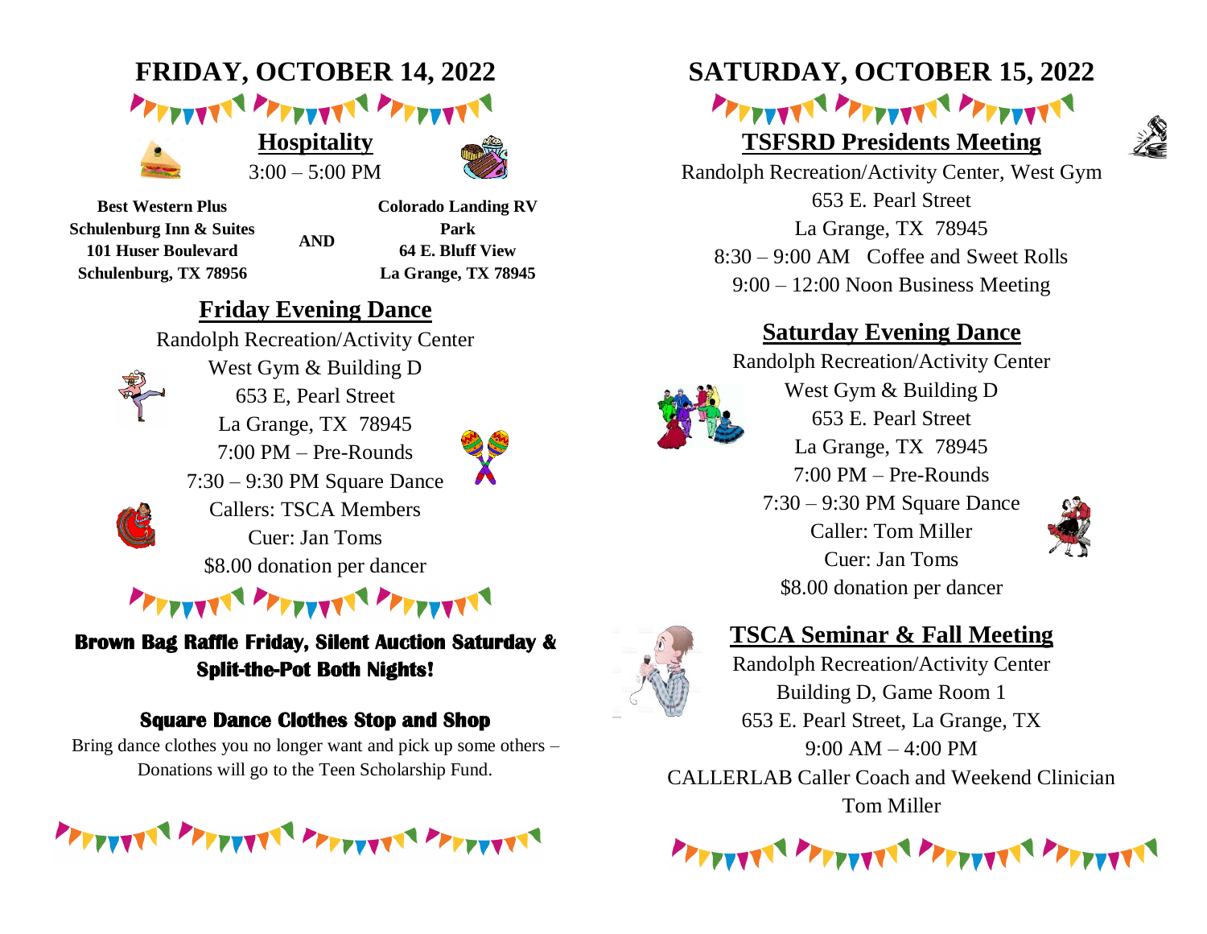# FRIDAY, OCTOBER 14, 2022

## Hospitality

3:00 – 5:00 PM

| Best Western Plus Schulenburg Inn & Suites 101 Huser Boulevard Schulenburg, TX 78956 | AND | Colorado Landing RV Park 64 E. Bluff View La Grange, TX 78945 |
|---|---|---|

## Friday Evening Dance

Randolph Recreation/Activity Center
West Gym & Building D
653 E, Pearl Street
La Grange, TX 78945
7:00 PM – Pre-Rounds
7:30 – 9:30 PM Square Dance
Callers: TSCA Members
Cuer: Jan Toms
$8.00 donation per dancer

**Brown Bag Raffle Friday, Silent Auction Saturday & Split-the-Pot Both Nights!**

**Square Dance Clothes Stop and Shop**

Bring dance clothes you no longer want and pick up some others – Donations will go to the Teen Scholarship Fund.

# SATURDAY, OCTOBER 15, 2022

## TSFSRD Presidents Meeting

Randolph Recreation/Activity Center, West Gym
653 E. Pearl Street
La Grange, TX 78945
8:30 – 9:00 AM Coffee and Sweet Rolls
9:00 – 12:00 Noon Business Meeting

## Saturday Evening Dance

Randolph Recreation/Activity Center
West Gym & Building D
653 E. Pearl Street
La Grange, TX 78945
7:00 PM – Pre-Rounds
7:30 – 9:30 PM Square Dance
Caller: Tom Miller
Cuer: Jan Toms
$8.00 donation per dancer

## TSCA Seminar & Fall Meeting

Randolph Recreation/Activity Center
Building D, Game Room 1
653 E. Pearl Street, La Grange, TX
9:00 AM – 4:00 PM
CALLERLAB Caller Coach and Weekend Clinician
Tom Miller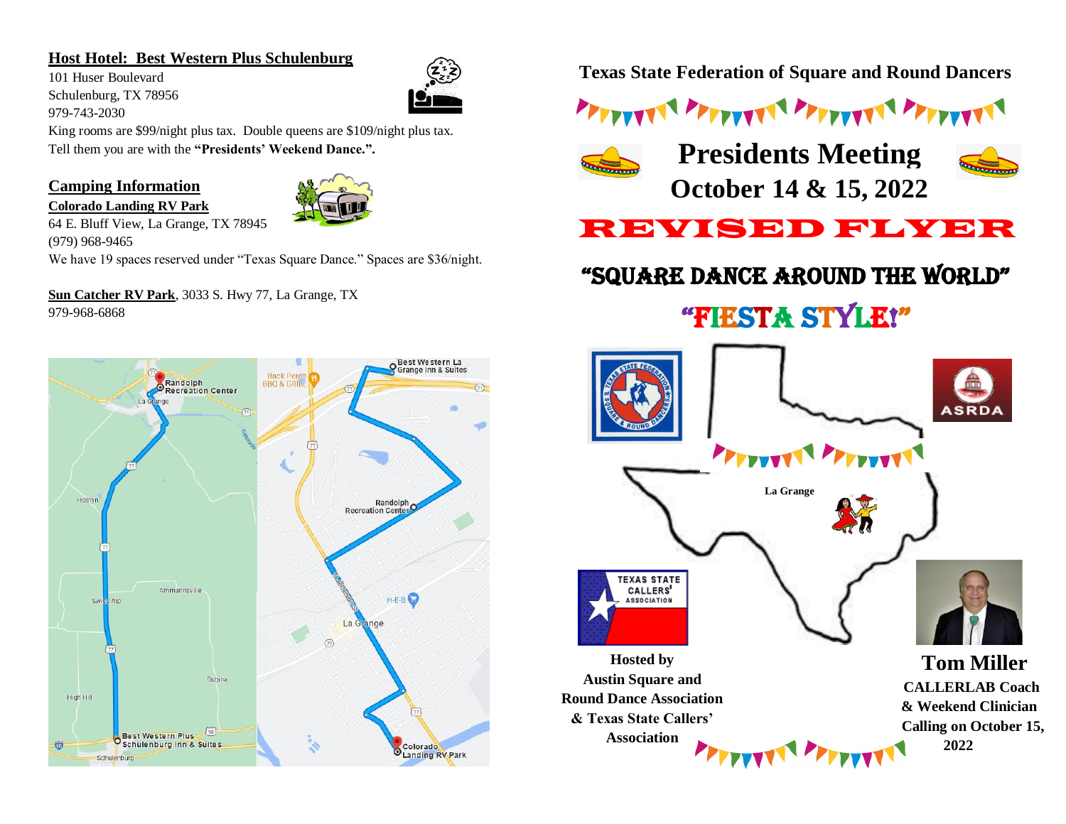## Host Hotel: Best Western Plus Schulenburg

101 Huser Boulevard
Schulenburg, TX 78956
979-743-2030

King rooms are $99/night plus tax. Double queens are $109/night plus tax.
Tell them you are with the **"Presidents' Weekend Dance."**.

## Camping Information

**Colorado Landing RV Park**

64 E. Bluff View, La Grange, TX 78945
(979) 968-9465

We have 19 spaces reserved under "Texas Square Dance." Spaces are $36/night.

**Sun Catcher RV Park**, 3033 S. Hwy 77, La Grange, TX
979-968-6868

Randolph Recreation Center
La Grange
Hostyn
Ammannsville
Swiss Alp
Dubina
High Hill
Best Western Plus Schulenburg Inn & Suites
Schulenburg

Best Western La Grange Inn & Suites
Back Porch BBQ & GRILL
Randolph Recreation Center
H-E-B
La Grange
Colorado Landing RV Park

**Texas State Federation of Square and Round Dancers**

# Presidents Meeting
# October 14 & 15, 2022

# REVISED FLYER

## "SQUARE DANCE AROUND THE WORLD"

## "FIESTA STYLE!"

Texas State Federation Square & Round Dancers

ASRDA

La Grange

TEXAS STATE CALLERS' ASSOCIATION

**Hosted by**
**Austin Square and Round Dance Association & Texas State Callers' Association**

**Tom Miller**
**CALLERLAB Coach & Weekend Clinician**
**Calling on October 15, 2022**